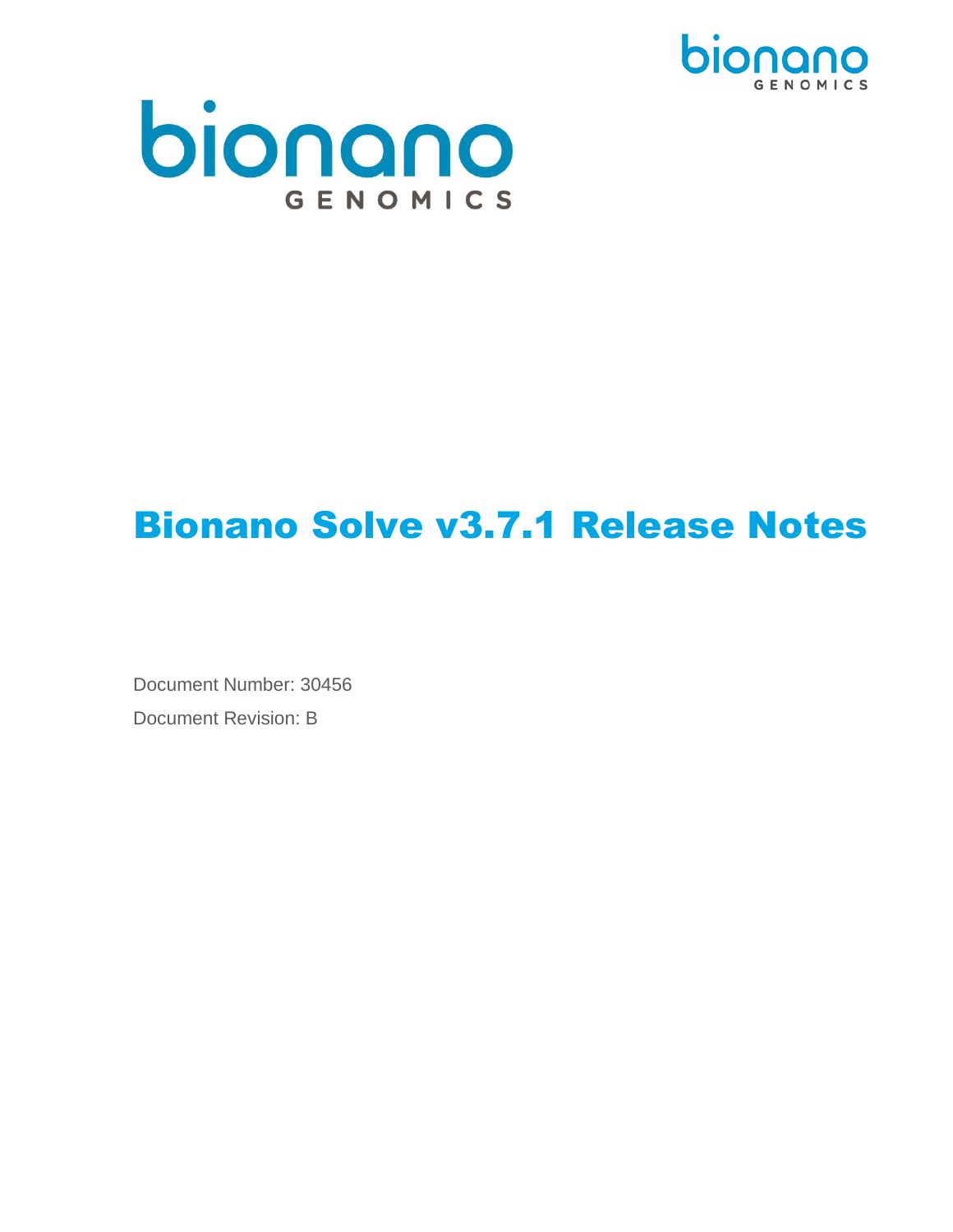# Bionano Solve v3.7.1 Release Notes

Document Number: 30456

Document Revision: B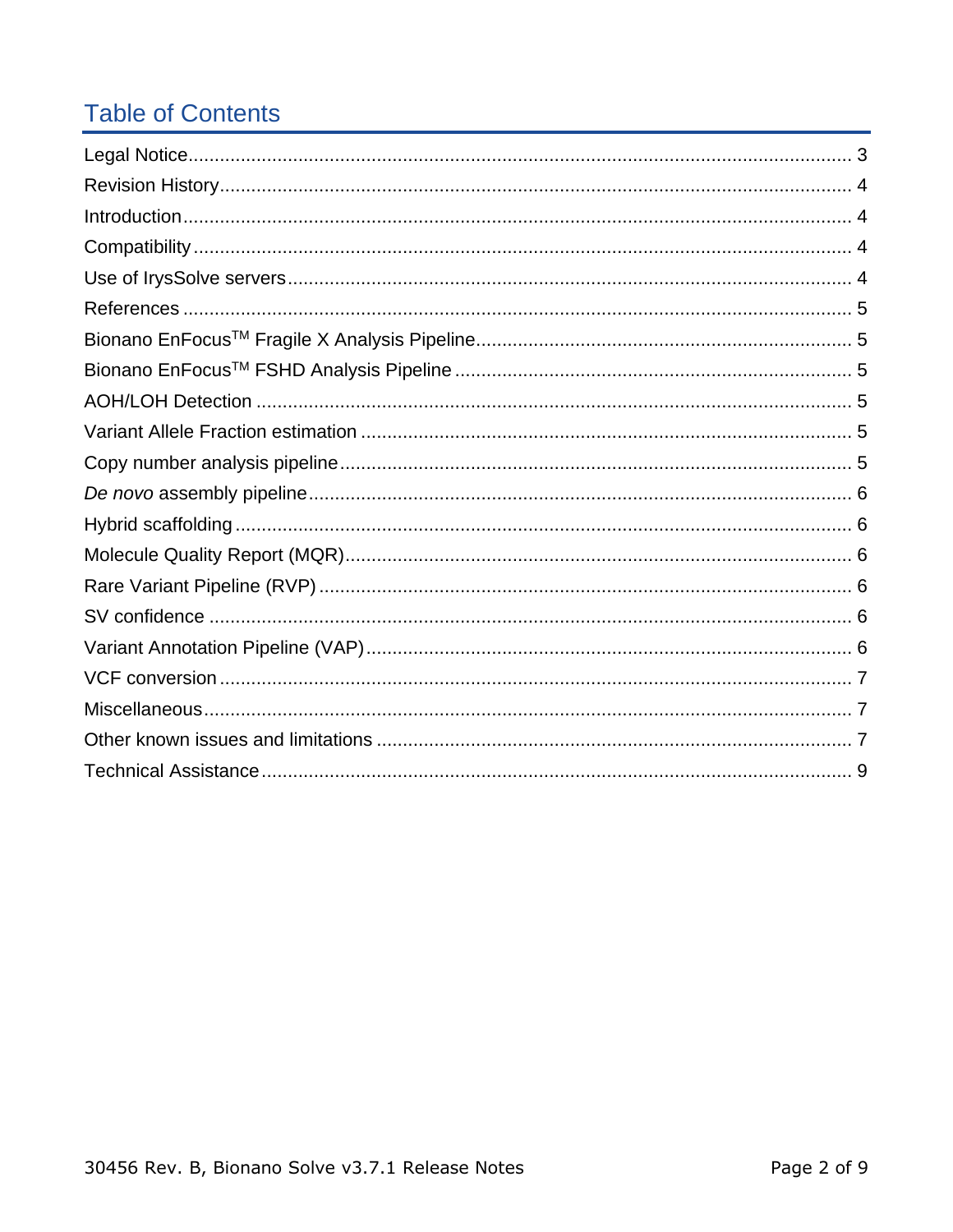# Table of Contents

Legal Notice ... 3
Revision History ... 4
Introduction ... 4
Compatibility ... 4
Use of IrysSolve servers ... 4
References ... 5
Bionano EnFocus™ Fragile X Analysis Pipeline ... 5
Bionano EnFocus™ FSHD Analysis Pipeline ... 5
AOH/LOH Detection ... 5
Variant Allele Fraction estimation ... 5
Copy number analysis pipeline ... 5
*De novo* assembly pipeline ... 6
Hybrid scaffolding ... 6
Molecule Quality Report (MQR) ... 6
Rare Variant Pipeline (RVP) ... 6
SV confidence ... 6
Variant Annotation Pipeline (VAP) ... 6
VCF conversion ... 7
Miscellaneous ... 7
Other known issues and limitations ... 7
Technical Assistance ... 9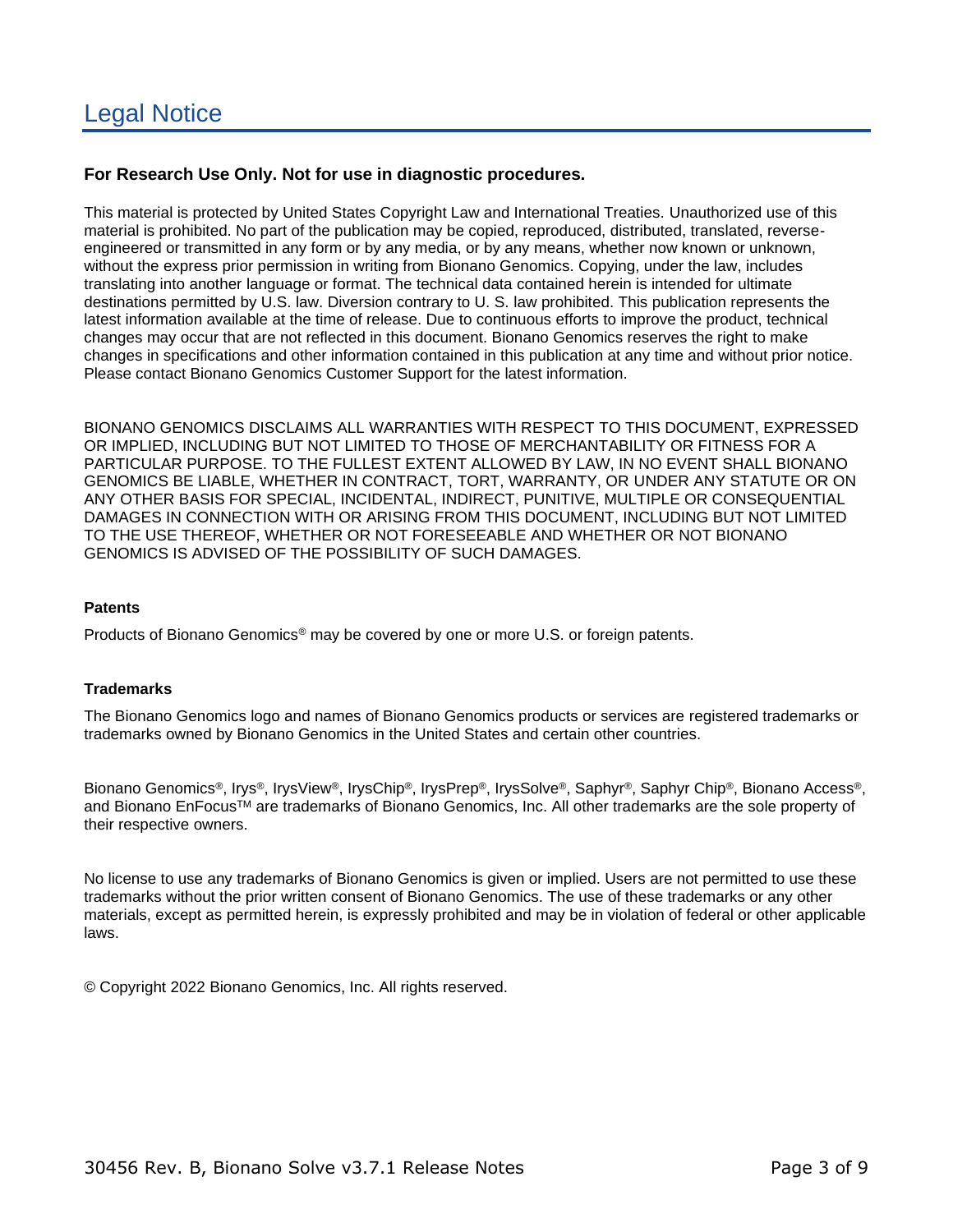# Legal Notice

**For Research Use Only. Not for use in diagnostic procedures.**

This material is protected by United States Copyright Law and International Treaties. Unauthorized use of this material is prohibited. No part of the publication may be copied, reproduced, distributed, translated, reverse-engineered or transmitted in any form or by any media, or by any means, whether now known or unknown, without the express prior permission in writing from Bionano Genomics. Copying, under the law, includes translating into another language or format. The technical data contained herein is intended for ultimate destinations permitted by U.S. law. Diversion contrary to U. S. law prohibited. This publication represents the latest information available at the time of release. Due to continuous efforts to improve the product, technical changes may occur that are not reflected in this document. Bionano Genomics reserves the right to make changes in specifications and other information contained in this publication at any time and without prior notice. Please contact Bionano Genomics Customer Support for the latest information.

BIONANO GENOMICS DISCLAIMS ALL WARRANTIES WITH RESPECT TO THIS DOCUMENT, EXPRESSED OR IMPLIED, INCLUDING BUT NOT LIMITED TO THOSE OF MERCHANTABILITY OR FITNESS FOR A PARTICULAR PURPOSE. TO THE FULLEST EXTENT ALLOWED BY LAW, IN NO EVENT SHALL BIONANO GENOMICS BE LIABLE, WHETHER IN CONTRACT, TORT, WARRANTY, OR UNDER ANY STATUTE OR ON ANY OTHER BASIS FOR SPECIAL, INCIDENTAL, INDIRECT, PUNITIVE, MULTIPLE OR CONSEQUENTIAL DAMAGES IN CONNECTION WITH OR ARISING FROM THIS DOCUMENT, INCLUDING BUT NOT LIMITED TO THE USE THEREOF, WHETHER OR NOT FORESEEABLE AND WHETHER OR NOT BIONANO GENOMICS IS ADVISED OF THE POSSIBILITY OF SUCH DAMAGES.

**Patents**

Products of Bionano Genomics® may be covered by one or more U.S. or foreign patents.

**Trademarks**

The Bionano Genomics logo and names of Bionano Genomics products or services are registered trademarks or trademarks owned by Bionano Genomics in the United States and certain other countries.

Bionano Genomics®, Irys®, IrysView®, IrysChip®, IrysPrep®, IrysSolve®, Saphyr®, Saphyr Chip®, Bionano Access®, and Bionano EnFocus™ are trademarks of Bionano Genomics, Inc. All other trademarks are the sole property of their respective owners.

No license to use any trademarks of Bionano Genomics is given or implied. Users are not permitted to use these trademarks without the prior written consent of Bionano Genomics. The use of these trademarks or any other materials, except as permitted herein, is expressly prohibited and may be in violation of federal or other applicable laws.

© Copyright 2022 Bionano Genomics, Inc. All rights reserved.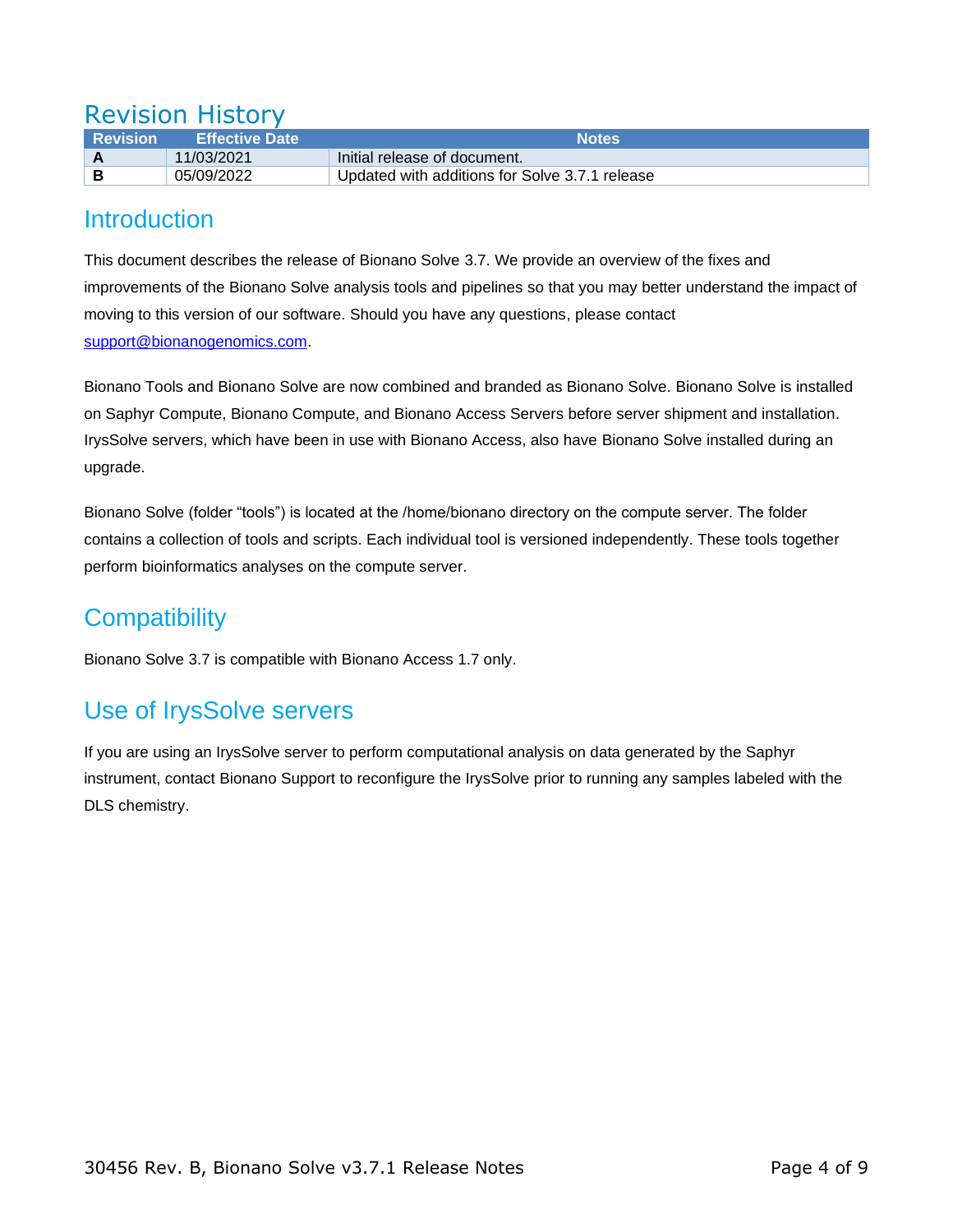# Revision History

| Revision | Effective Date | Notes |
|---|---|---|
| **A** | 11/03/2021 | Initial release of document. |
| **B** | 05/09/2022 | Updated with additions for Solve 3.7.1 release |

## Introduction

This document describes the release of Bionano Solve 3.7. We provide an overview of the fixes and improvements of the Bionano Solve analysis tools and pipelines so that you may better understand the impact of moving to this version of our software. Should you have any questions, please contact support@bionanogenomics.com.

Bionano Tools and Bionano Solve are now combined and branded as Bionano Solve. Bionano Solve is installed on Saphyr Compute, Bionano Compute, and Bionano Access Servers before server shipment and installation. IrysSolve servers, which have been in use with Bionano Access, also have Bionano Solve installed during an upgrade.

Bionano Solve (folder "tools") is located at the /home/bionano directory on the compute server. The folder contains a collection of tools and scripts. Each individual tool is versioned independently. These tools together perform bioinformatics analyses on the compute server.

## Compatibility

Bionano Solve 3.7 is compatible with Bionano Access 1.7 only.

## Use of IrysSolve servers

If you are using an IrysSolve server to perform computational analysis on data generated by the Saphyr instrument, contact Bionano Support to reconfigure the IrysSolve prior to running any samples labeled with the DLS chemistry.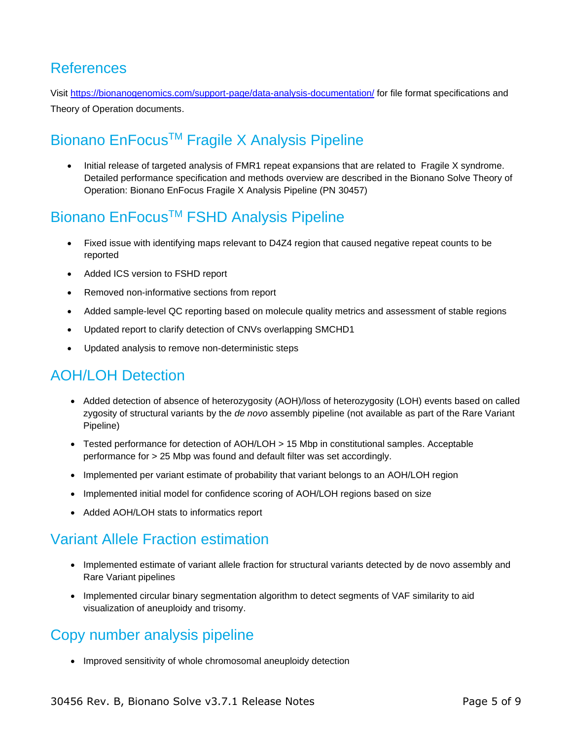## References

Visit https://bionanogenomics.com/support-page/data-analysis-documentation/ for file format specifications and Theory of Operation documents.

## Bionano EnFocus™ Fragile X Analysis Pipeline

- Initial release of targeted analysis of FMR1 repeat expansions that are related to Fragile X syndrome. Detailed performance specification and methods overview are described in the Bionano Solve Theory of Operation: Bionano EnFocus Fragile X Analysis Pipeline (PN 30457)

## Bionano EnFocus™ FSHD Analysis Pipeline

- Fixed issue with identifying maps relevant to D4Z4 region that caused negative repeat counts to be reported
- Added ICS version to FSHD report
- Removed non-informative sections from report
- Added sample-level QC reporting based on molecule quality metrics and assessment of stable regions
- Updated report to clarify detection of CNVs overlapping SMCHD1
- Updated analysis to remove non-deterministic steps

## AOH/LOH Detection

- Added detection of absence of heterozygosity (AOH)/loss of heterozygosity (LOH) events based on called zygosity of structural variants by the *de novo* assembly pipeline (not available as part of the Rare Variant Pipeline)
- Tested performance for detection of AOH/LOH > 15 Mbp in constitutional samples. Acceptable performance for > 25 Mbp was found and default filter was set accordingly.
- Implemented per variant estimate of probability that variant belongs to an AOH/LOH region
- Implemented initial model for confidence scoring of AOH/LOH regions based on size
- Added AOH/LOH stats to informatics report

## Variant Allele Fraction estimation

- Implemented estimate of variant allele fraction for structural variants detected by de novo assembly and Rare Variant pipelines
- Implemented circular binary segmentation algorithm to detect segments of VAF similarity to aid visualization of aneuploidy and trisomy.

## Copy number analysis pipeline

- Improved sensitivity of whole chromosomal aneuploidy detection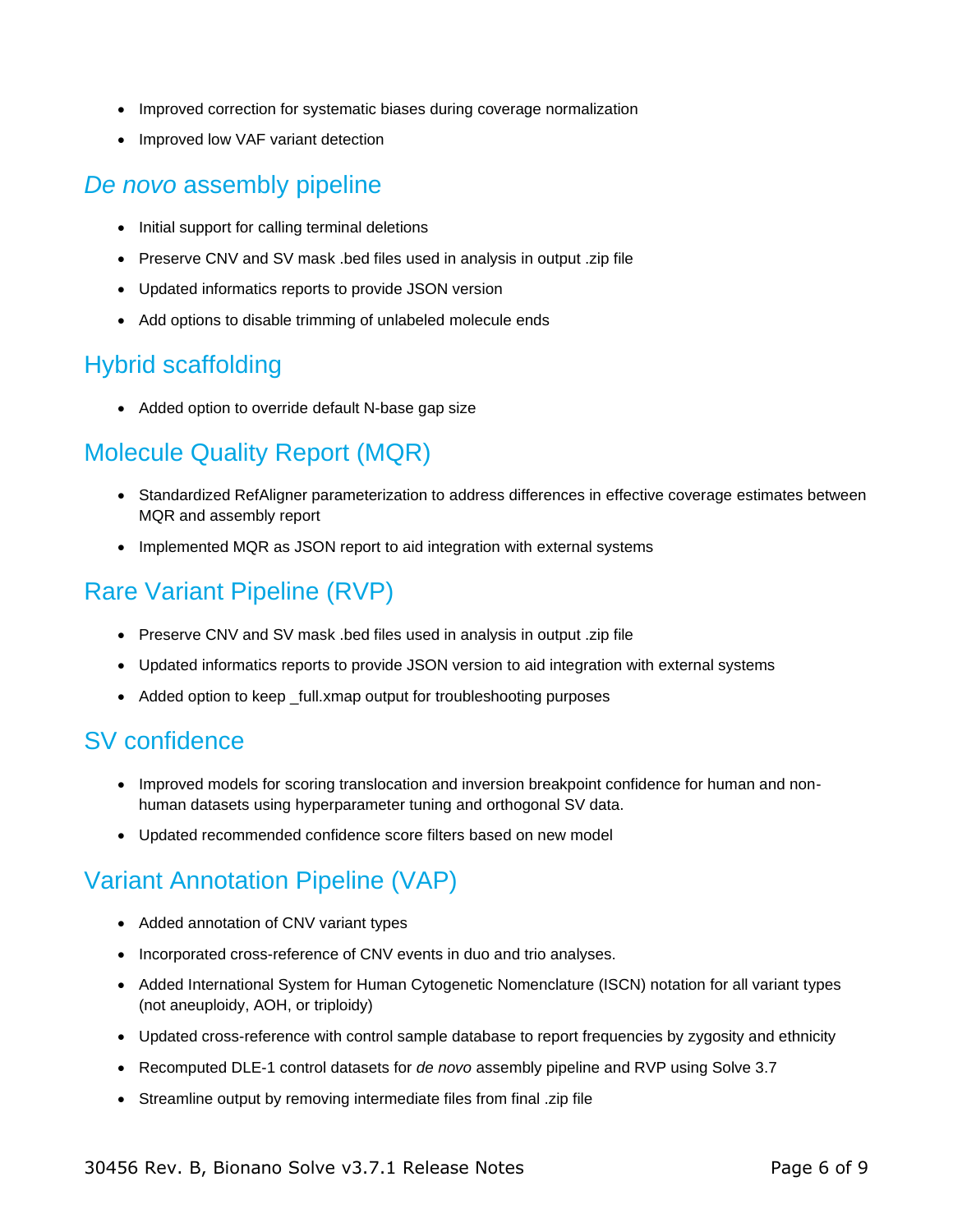- Improved correction for systematic biases during coverage normalization
- Improved low VAF variant detection

## *De novo* assembly pipeline

- Initial support for calling terminal deletions
- Preserve CNV and SV mask .bed files used in analysis in output .zip file
- Updated informatics reports to provide JSON version
- Add options to disable trimming of unlabeled molecule ends

## Hybrid scaffolding

- Added option to override default N-base gap size

## Molecule Quality Report (MQR)

- Standardized RefAligner parameterization to address differences in effective coverage estimates between MQR and assembly report
- Implemented MQR as JSON report to aid integration with external systems

## Rare Variant Pipeline (RVP)

- Preserve CNV and SV mask .bed files used in analysis in output .zip file
- Updated informatics reports to provide JSON version to aid integration with external systems
- Added option to keep _full.xmap output for troubleshooting purposes

## SV confidence

- Improved models for scoring translocation and inversion breakpoint confidence for human and non-human datasets using hyperparameter tuning and orthogonal SV data.
- Updated recommended confidence score filters based on new model

## Variant Annotation Pipeline (VAP)

- Added annotation of CNV variant types
- Incorporated cross-reference of CNV events in duo and trio analyses.
- Added International System for Human Cytogenetic Nomenclature (ISCN) notation for all variant types (not aneuploidy, AOH, or triploidy)
- Updated cross-reference with control sample database to report frequencies by zygosity and ethnicity
- Recomputed DLE-1 control datasets for *de novo* assembly pipeline and RVP using Solve 3.7
- Streamline output by removing intermediate files from final .zip file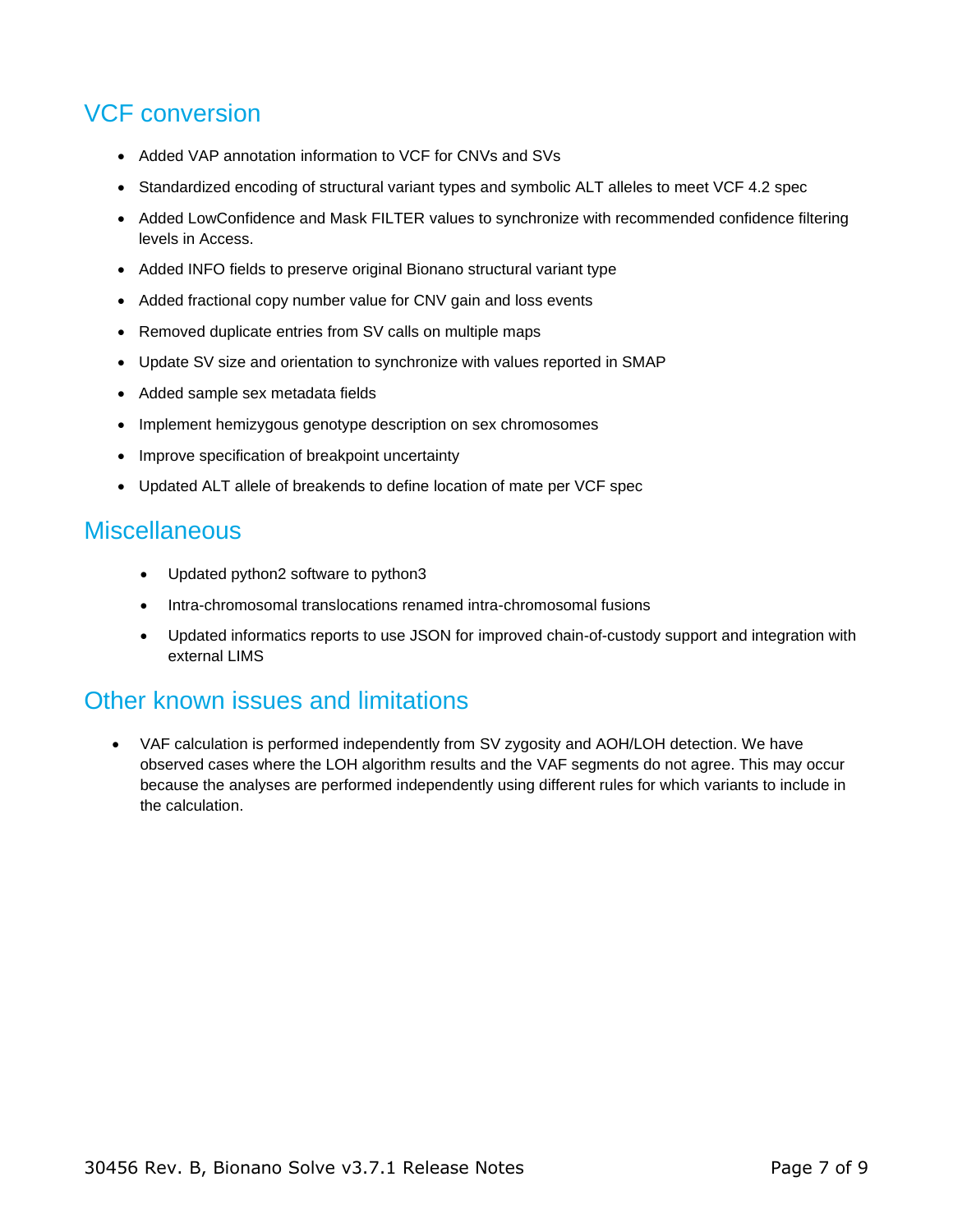## VCF conversion

- Added VAP annotation information to VCF for CNVs and SVs
- Standardized encoding of structural variant types and symbolic ALT alleles to meet VCF 4.2 spec
- Added LowConfidence and Mask FILTER values to synchronize with recommended confidence filtering levels in Access.
- Added INFO fields to preserve original Bionano structural variant type
- Added fractional copy number value for CNV gain and loss events
- Removed duplicate entries from SV calls on multiple maps
- Update SV size and orientation to synchronize with values reported in SMAP
- Added sample sex metadata fields
- Implement hemizygous genotype description on sex chromosomes
- Improve specification of breakpoint uncertainty
- Updated ALT allele of breakends to define location of mate per VCF spec

## Miscellaneous

- Updated python2 software to python3
- Intra-chromosomal translocations renamed intra-chromosomal fusions
- Updated informatics reports to use JSON for improved chain-of-custody support and integration with external LIMS

## Other known issues and limitations

- VAF calculation is performed independently from SV zygosity and AOH/LOH detection. We have observed cases where the LOH algorithm results and the VAF segments do not agree. This may occur because the analyses are performed independently using different rules for which variants to include in the calculation.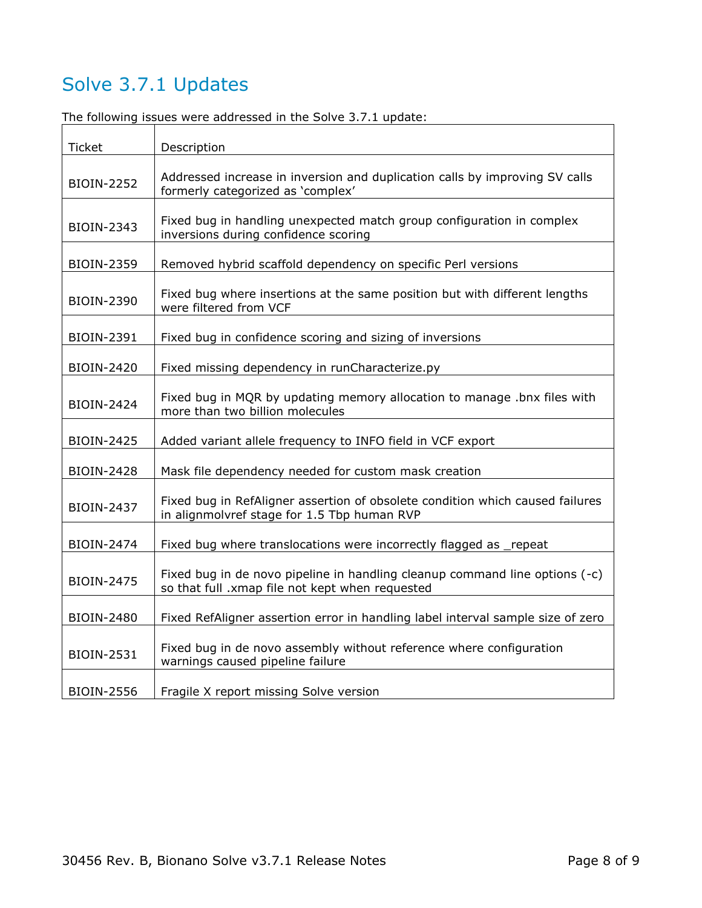## Solve 3.7.1 Updates

The following issues were addressed in the Solve 3.7.1 update:

| Ticket | Description |
|---|---|
| BIOIN-2252 | Addressed increase in inversion and duplication calls by improving SV calls formerly categorized as 'complex' |
| BIOIN-2343 | Fixed bug in handling unexpected match group configuration in complex inversions during confidence scoring |
| BIOIN-2359 | Removed hybrid scaffold dependency on specific Perl versions |
| BIOIN-2390 | Fixed bug where insertions at the same position but with different lengths were filtered from VCF |
| BIOIN-2391 | Fixed bug in confidence scoring and sizing of inversions |
| BIOIN-2420 | Fixed missing dependency in runCharacterize.py |
| BIOIN-2424 | Fixed bug in MQR by updating memory allocation to manage .bnx files with more than two billion molecules |
| BIOIN-2425 | Added variant allele frequency to INFO field in VCF export |
| BIOIN-2428 | Mask file dependency needed for custom mask creation |
| BIOIN-2437 | Fixed bug in RefAligner assertion of obsolete condition which caused failures in alignmolvref stage for 1.5 Tbp human RVP |
| BIOIN-2474 | Fixed bug where translocations were incorrectly flagged as _repeat |
| BIOIN-2475 | Fixed bug in de novo pipeline in handling cleanup command line options (-c) so that full .xmap file not kept when requested |
| BIOIN-2480 | Fixed RefAligner assertion error in handling label interval sample size of zero |
| BIOIN-2531 | Fixed bug in de novo assembly without reference where configuration warnings caused pipeline failure |
| BIOIN-2556 | Fragile X report missing Solve version |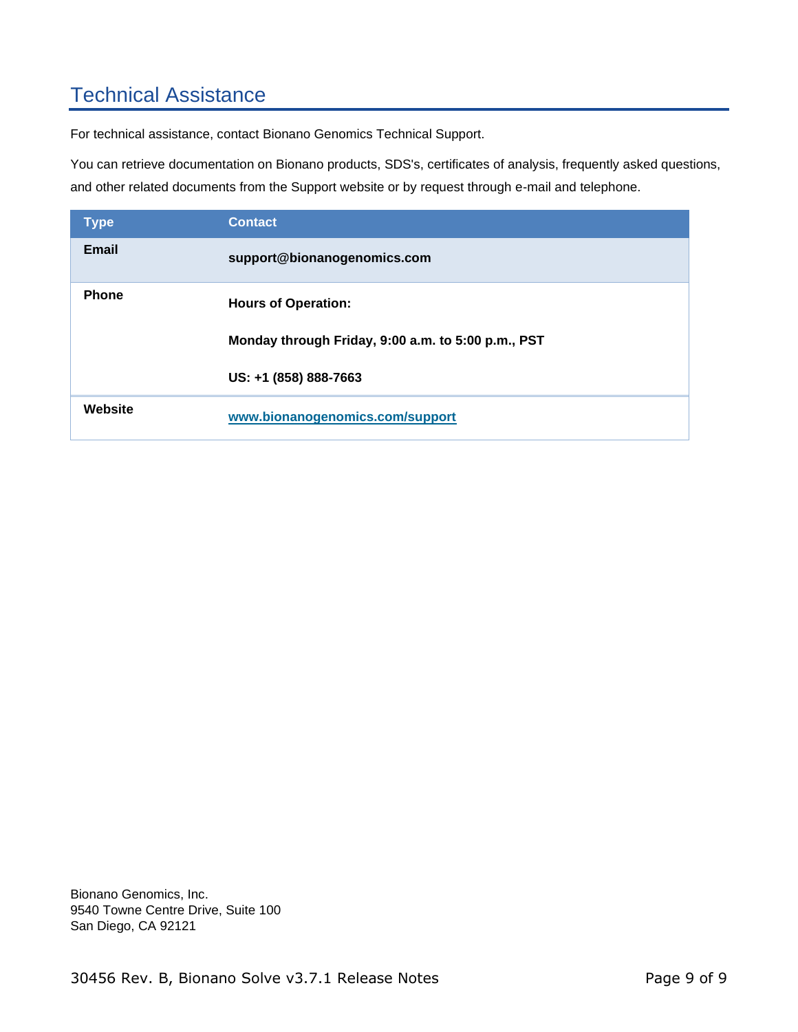# Technical Assistance

For technical assistance, contact Bionano Genomics Technical Support.

You can retrieve documentation on Bionano products, SDS's, certificates of analysis, frequently asked questions, and other related documents from the Support website or by request through e-mail and telephone.

| Type | Contact |
|---|---|
| **Email** | **support@bionanogenomics.com** |
| **Phone** | **Hours of Operation:**<br><br>**Monday through Friday, 9:00 a.m. to 5:00 p.m., PST**<br><br>**US: +1 (858) 888-7663** |
| **Website** | **www.bionanogenomics.com/support** |

Bionano Genomics, Inc.
9540 Towne Centre Drive, Suite 100
San Diego, CA 92121